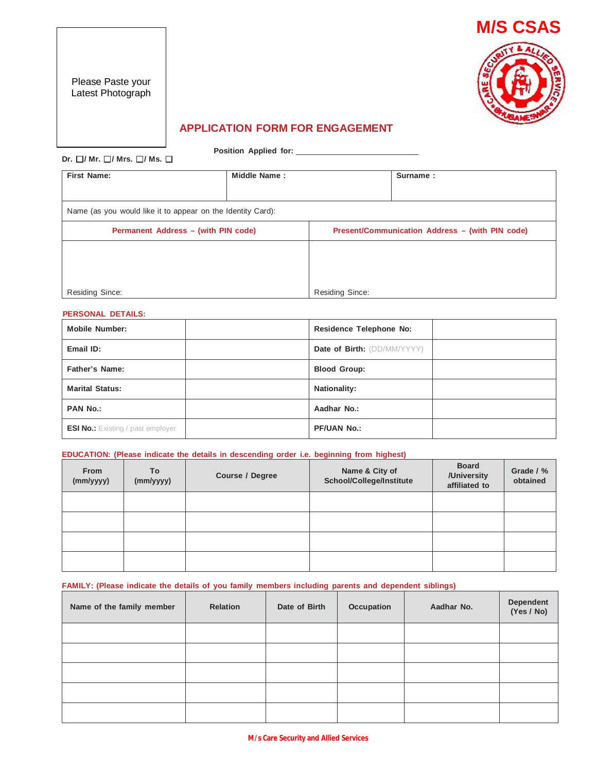Please Paste your Latest Photograph

# M/S CSAS

## APPLICATION FORM FOR ENGAGEMENT

Position Applied for: ___________________________

Dr. ☐/ Mr. ☐/ Mrs. ☐/ Ms. ☐

| First Name: | Middle Name : | Surname : |
|---|---|---|
| Name (as you would like it to appear on the Identity Card): | | |

| Permanent Address – (with PIN code) | Present/Communication Address – (with PIN code) |
|---|---|
| | |
| Residing Since: | Residing Since: |

**PERSONAL DETAILS:**

| | | | |
|---|---|---|---|
| **Mobile Number:** | | **Residence Telephone No:** | |
| **Email ID:** | | **Date of Birth:** (DD/MM/YYYY) | |
| **Father's Name:** | | **Blood Group:** | |
| **Marital Status:** | | **Nationality:** | |
| **PAN No.:** | | **Aadhar No.:** | |
| **ESI No.:** Existing / past employer | | **PF/UAN No.:** | |

**EDUCATION: (Please indicate the details in descending order i.e. beginning from highest)**

| From (mm/yyyy) | To (mm/yyyy) | Course / Degree | Name & City of School/College/Institute | Board /University affiliated to | Grade / % obtained |
|---|---|---|---|---|---|
| | | | | | |
| | | | | | |
| | | | | | |
| | | | | | |

**FAMILY: (Please indicate the details of you family members including parents and dependent siblings)**

| Name of the family member | Relation | Date of Birth | Occupation | Aadhar No. | Dependent (Yes / No) |
|---|---|---|---|---|---|
| | | | | | |
| | | | | | |
| | | | | | |
| | | | | | |
| | | | | | |

M/s Care Security and Allied Services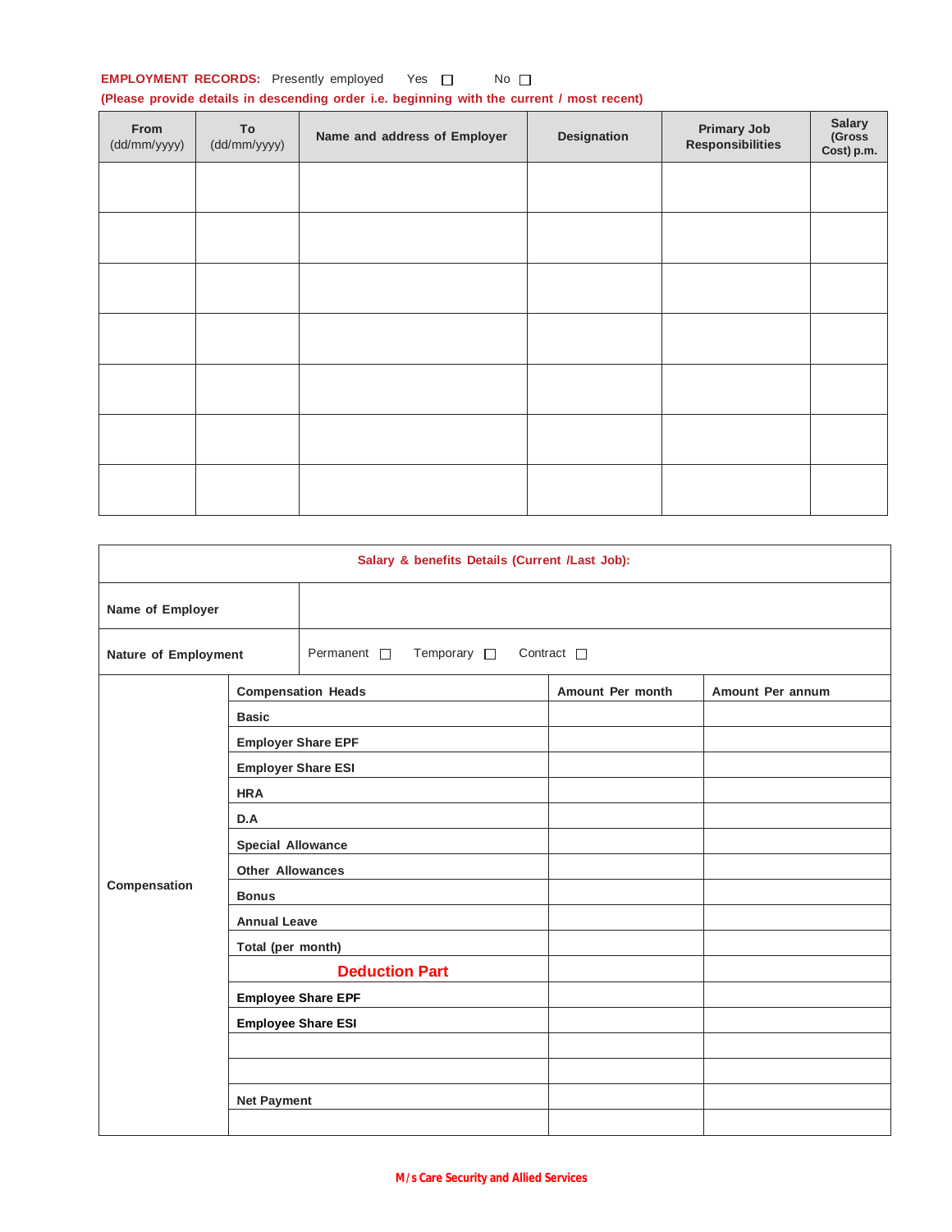**EMPLOYMENT RECORDS:** Presently employed Yes ☐ No ☐

**(Please provide details in descending order i.e. beginning with the current / most recent)**

| From (dd/mm/yyyy) | To (dd/mm/yyyy) | Name and address of Employer | Designation | Primary Job Responsibilities | Salary (Gross Cost) p.m. |
|---|---|---|---|---|---|
| | | | | | |
| | | | | | |
| | | | | | |
| | | | | | |
| | | | | | |
| | | | | | |
| | | | | | |

**Salary & benefits Details (Current /Last Job):**

| | | | |
|---|---|---|---|
| **Name of Employer** | | | |
| **Nature of Employment** | Permanent ☐ Temporary ☐ Contract ☐ | | |
| **Compensation** | **Compensation Heads** | **Amount Per month** | **Amount Per annum** |
| | **Basic** | | |
| | **Employer Share EPF** | | |
| | **Employer Share ESI** | | |
| | **HRA** | | |
| | **D.A** | | |
| | **Special Allowance** | | |
| | **Other Allowances** | | |
| | **Bonus** | | |
| | **Annual Leave** | | |
| | **Total (per month)** | | |
| | **Deduction Part** | | |
| | **Employee Share EPF** | | |
| | **Employee Share ESI** | | |
| | | | |
| | | | |
| | **Net Payment** | | |
| | | | |

M/s Care Security and Allied Services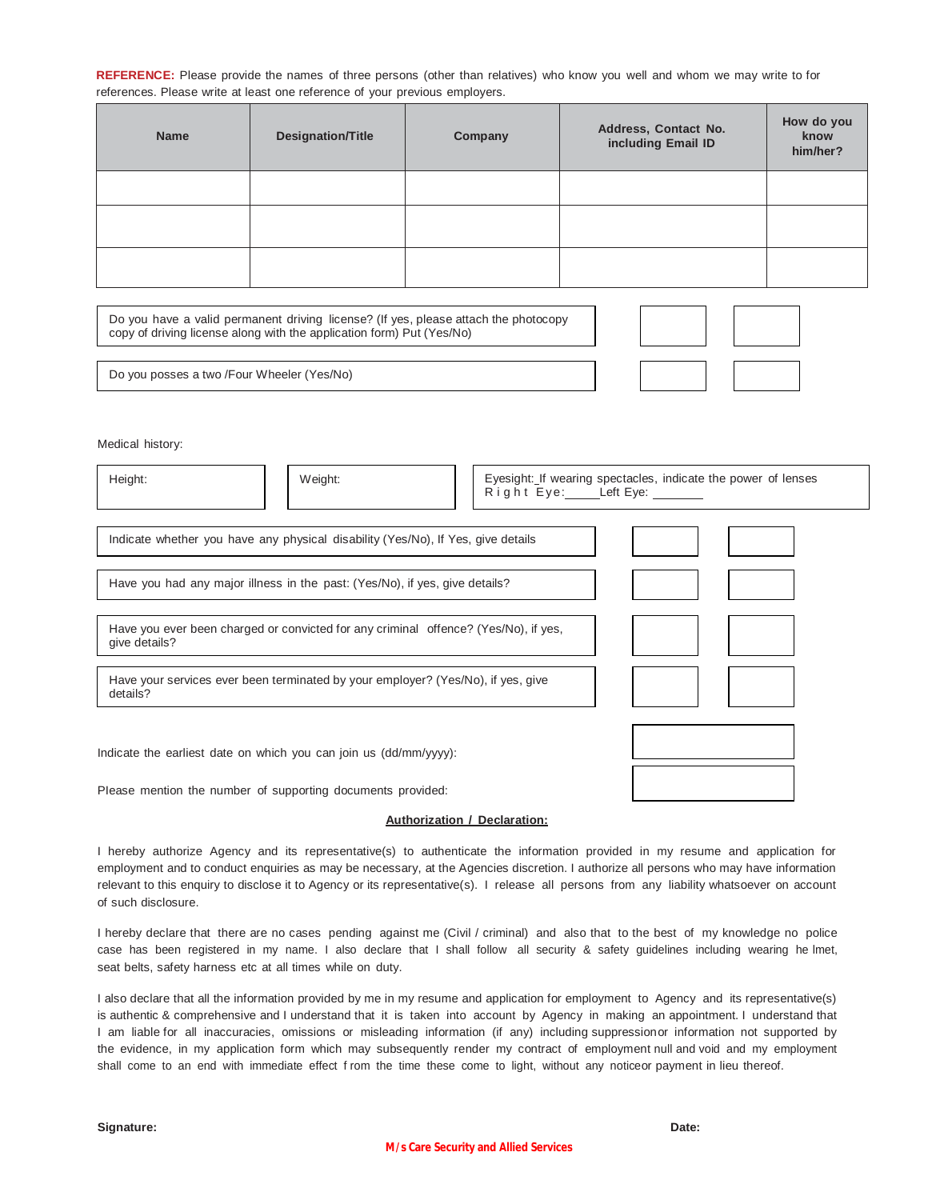**REFERENCE:** Please provide the names of three persons (other than relatives) who know you well and whom we may write to for references. Please write at least one reference of your previous employers.

| Name | Designation/Title | Company | Address, Contact No. including Email ID | How do you know him/her? |
|---|---|---|---|---|
| | | | | |
| | | | | |
| | | | | |

| | | |
|---|---|---|
| Do you have a valid permanent driving license? (If yes, please attach the photocopy copy of driving license along with the application form) Put (Yes/No) | | |
| Do you posses a two /Four Wheeler (Yes/No) | | |

Medical history:

| Height: | Weight: | Eyesight: If wearing spectacles, indicate the power of lenses Right Eye:_____Left Eye: _______ |
|---|---|---|

| | | |
|---|---|---|
| Indicate whether you have any physical disability (Yes/No), If Yes, give details | | |
| Have you had any major illness in the past: (Yes/No), if yes, give details? | | |
| Have you ever been charged or convicted for any criminal offence? (Yes/No), if yes, give details? | | |
| Have your services ever been terminated by your employer? (Yes/No), if yes, give details? | | |

Indicate the earliest date on which you can join us (dd/mm/yyyy):

Please mention the number of supporting documents provided:

**Authorization / Declaration:**

I hereby authorize Agency and its representative(s) to authenticate the information provided in my resume and application for employment and to conduct enquiries as may be necessary, at the Agencies discretion. I authorize all persons who may have information relevant to this enquiry to disclose it to Agency or its representative(s). I release all persons from any liability whatsoever on account of such disclosure.

I hereby declare that there are no cases pending against me (Civil / criminal) and also that to the best of my knowledge no police case has been registered in my name. I also declare that I shall follow all security & safety guidelines including wearing he lmet, seat belts, safety harness etc at all times while on duty.

I also declare that all the information provided by me in my resume and application for employment to Agency and its representative(s) is authentic & comprehensive and I understand that it is taken into account by Agency in making an appointment. I understand that I am liable for all inaccuracies, omissions or misleading information (if any) including suppressionor information not supported by the evidence, in my application form which may subsequently render my contract of employment null and void and my employment shall come to an end with immediate effect from the time these come to light, without any noticeor payment in lieu thereof.

**Signature:** **Date:**

M/s Care Security and Allied Services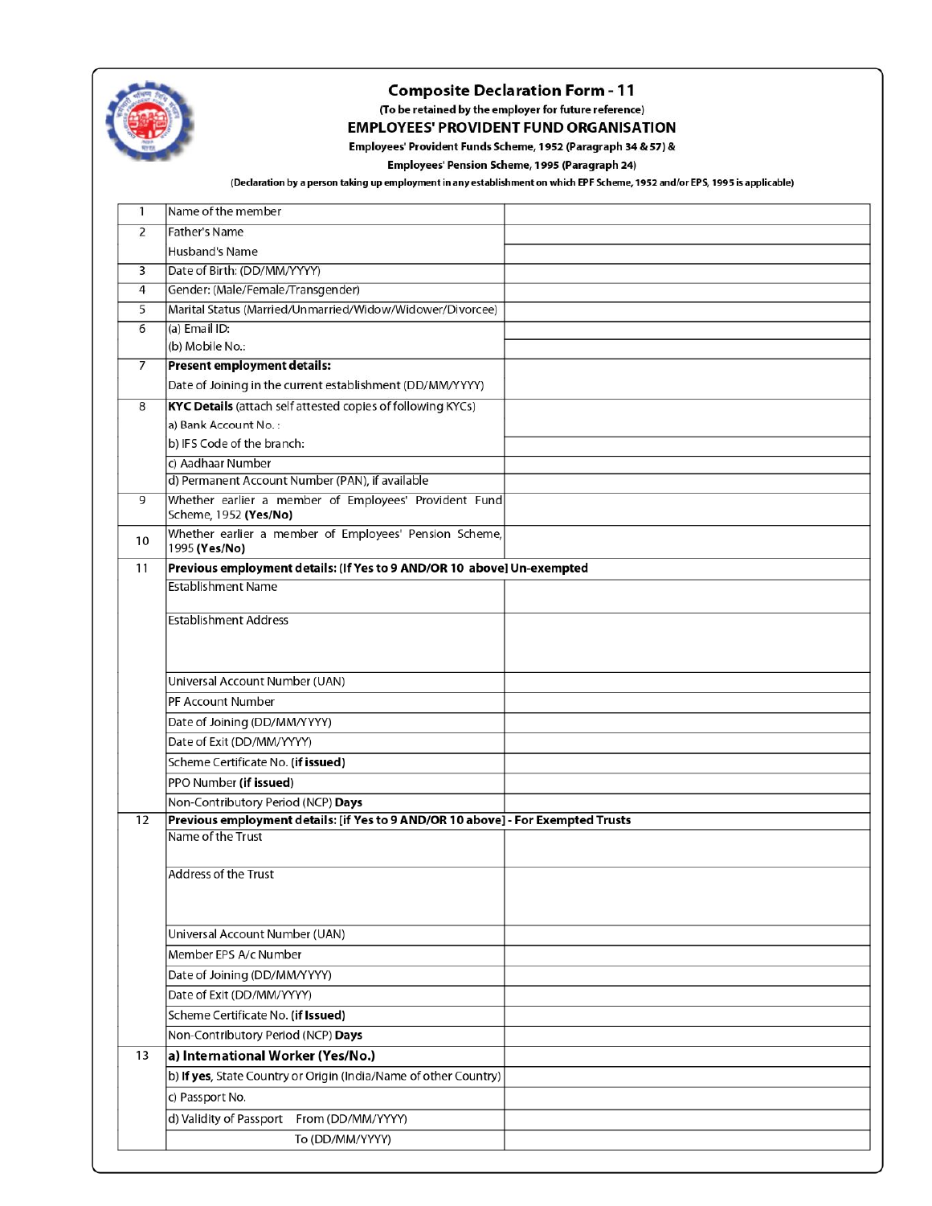# Composite Declaration Form - 11

**(To be retained by the employer for future reference)**

## EMPLOYEES' PROVIDENT FUND ORGANISATION

**Employees' Provident Funds Scheme, 1952 (Paragraph 34 & 57) &**

**Employees' Pension Scheme, 1995 (Paragraph 24)**

**(Declaration by a person taking up employment in any establishment on which EPF Scheme, 1952 and/or EPS, 1995 is applicable)**

| | | |
|---|---|---|
| 1 | Name of the member | |
| 2 | Father's Name | |
| | Husband's Name | |
| 3 | Date of Birth: (DD/MM/YYYY) | |
| 4 | Gender: (Male/Female/Transgender) | |
| 5 | Marital Status (Married/Unmarried/Widow/Widower/Divorcee) | |
| 6 | (a) Email ID: | |
| | (b) Mobile No.: | |
| 7 | **Present employment details:** Date of Joining in the current establishment (DD/MM/YYYY) | |
| 8 | **KYC Details** (attach self attested copies of following KYCs) a) Bank Account No. : | |
| | b) IFS Code of the branch: | |
| | c) Aadhaar Number | |
| | d) Permanent Account Number (PAN), if available | |
| 9 | Whether earlier a member of Employees' Provident Fund Scheme, 1952 **(Yes/No)** | |
| 10 | Whether earlier a member of Employees' Pension Scheme, 1995 **(Yes/No)** | |
| 11 | **Previous employment details: [If Yes to 9 AND/OR 10 above] Un-exempted** | |
| | Establishment Name | |
| | Establishment Address | |
| | Universal Account Number (UAN) | |
| | PF Account Number | |
| | Date of Joining (DD/MM/YYYY) | |
| | Date of Exit (DD/MM/YYYY) | |
| | Scheme Certificate No. **(if issued)** | |
| | PPO Number **(if issued)** | |
| | Non-Contributory Period (NCP) **Days** | |
| 12 | **Previous employment details: [if Yes to 9 AND/OR 10 above] - For Exempted Trusts** | |
| | Name of the Trust | |
| | Address of the Trust | |
| | Universal Account Number (UAN) | |
| | Member EPS A/c Number | |
| | Date of Joining (DD/MM/YYYY) | |
| | Date of Exit (DD/MM/YYYY) | |
| | Scheme Certificate No. **(if Issued)** | |
| | Non-Contributory Period (NCP) **Days** | |
| 13 | **a) International Worker (Yes/No.)** | |
| | b) **If yes**, State Country or Origin (India/Name of other Country) | |
| | c) Passport No. | |
| | d) Validity of Passport From (DD/MM/YYYY) | |
| | To (DD/MM/YYYY) | |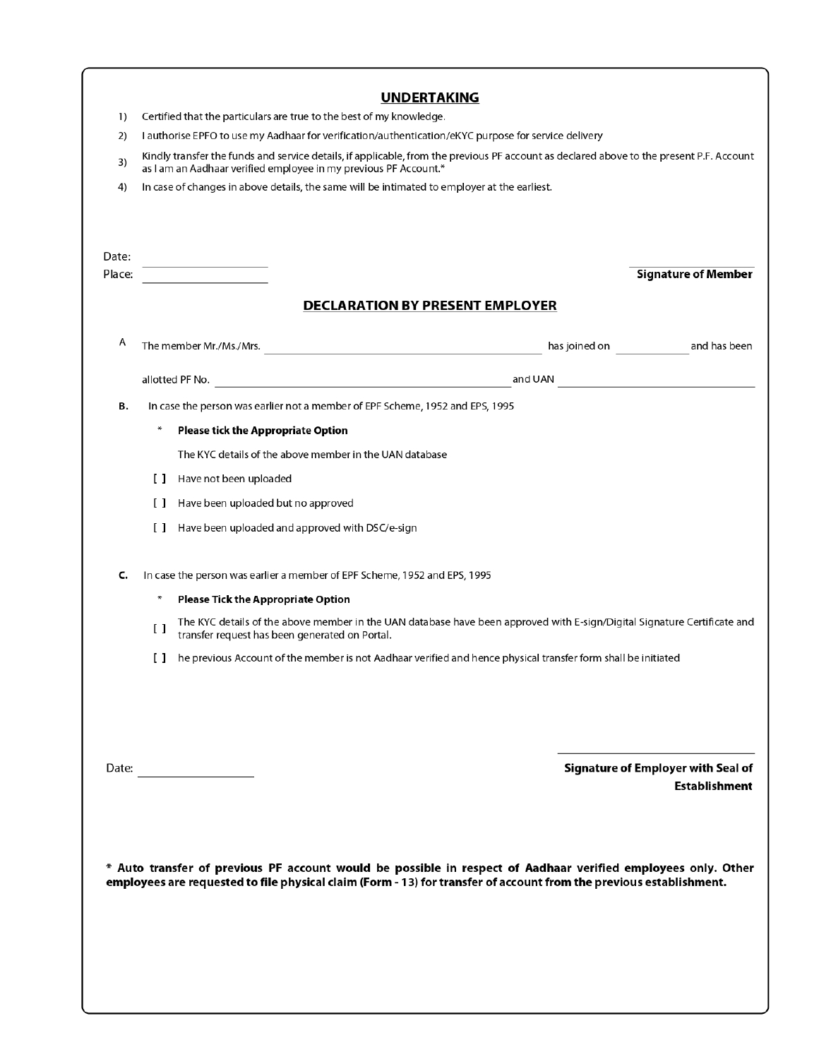## UNDERTAKING

1) Certified that the particulars are true to the best of my knowledge.
2) I authorise EPFO to use my Aadhaar for verification/authentication/eKYC purpose for service delivery
3) Kindly transfer the funds and service details, if applicable, from the previous PF account as declared above to the present P.F. Account as I am an Aadhaar verified employee in my previous PF Account.*
4) In case of changes in above details, the same will be intimated to employer at the earliest.

Date: ____________________

Place: ____________________

**Signature of Member**

## DECLARATION BY PRESENT EMPLOYER

A The member Mr./Ms./Mrs. ______________________________ has joined on ____________ and has been allotted PF No. ______________________________ and UAN ______________________________

**B.** In case the person was earlier not a member of EPF Scheme, 1952 and EPS, 1995

\* **Please tick the Appropriate Option**

The KYC details of the above member in the UAN database

[ ] Have not been uploaded

[ ] Have been uploaded but no approved

[ ] Have been uploaded and approved with DSC/e-sign

**C.** In case the person was earlier a member of EPF Scheme, 1952 and EPS, 1995

\* **Please Tick the Appropriate Option**

[ ] The KYC details of the above member in the UAN database have been approved with E-sign/Digital Signature Certificate and transfer request has been generated on Portal.

[ ] he previous Account of the member is not Aadhaar verified and hence physical transfer form shall be initiated

Date: ____________________

**Signature of Employer with Seal of Establishment**

**\* Auto transfer of previous PF account would be possible in respect of Aadhaar verified employees only. Other employees are requested to file physical claim (Form - 13) for transfer of account from the previous establishment.**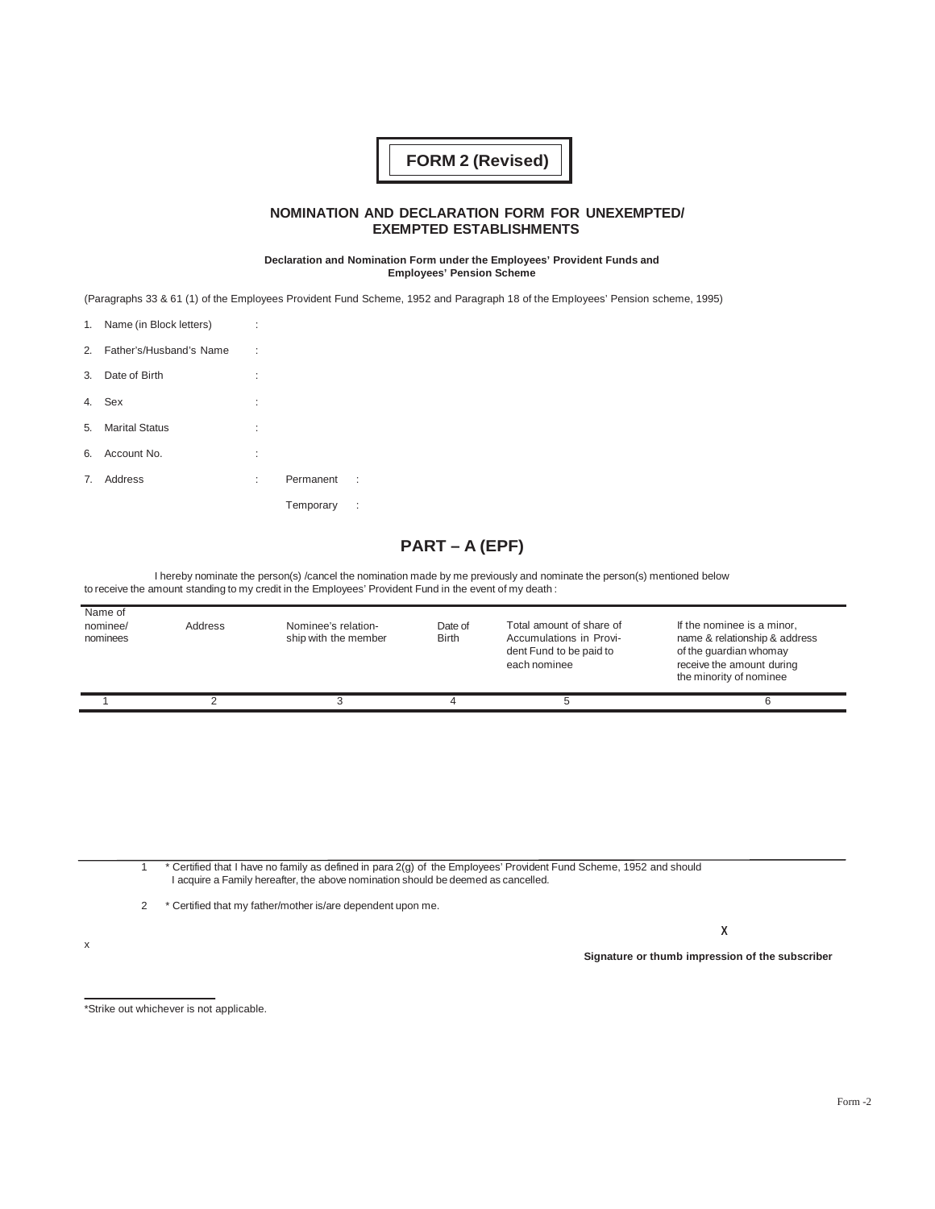# FORM 2 (Revised)

## NOMINATION AND DECLARATION FORM FOR UNEXEMPTED/ EXEMPTED ESTABLISHMENTS

**Declaration and Nomination Form under the Employees' Provident Funds and Employees' Pension Scheme**

(Paragraphs 33 & 61 (1) of the Employees Provident Fund Scheme, 1952 and Paragraph 18 of the Employees' Pension scheme, 1995)

1. Name (in Block letters) :
2. Father's/Husband's Name :
3. Date of Birth :
4. Sex :
5. Marital Status :
6. Account No. :
7. Address : Permanent :

   Temporary :

## PART – A (EPF)

I hereby nominate the person(s) /cancel the nomination made by me previously and nominate the person(s) mentioned below to receive the amount standing to my credit in the Employees' Provident Fund in the event of my death :

| Name of nominee/ nominees | Address | Nominee's relation-ship with the member | Date of Birth | Total amount of share of Accumulations in Provident Fund to be paid to each nominee | If the nominee is a minor, name & relationship & address of the guardian whomay receive the amount during the minority of nominee |
|---|---|---|---|---|---|
| 1 | 2 | 3 | 4 | 5 | 6 |
| | | | | | |

1 * Certified that I have no family as defined in para 2(g) of the Employees' Provident Fund Scheme, 1952 and should I acquire a Family hereafter, the above nomination should be deemed as cancelled.

2 * Certified that my father/mother is/are dependent upon me.

x

X

**Signature or thumb impression of the subscriber**

*Strike out whichever is not applicable.

Form -2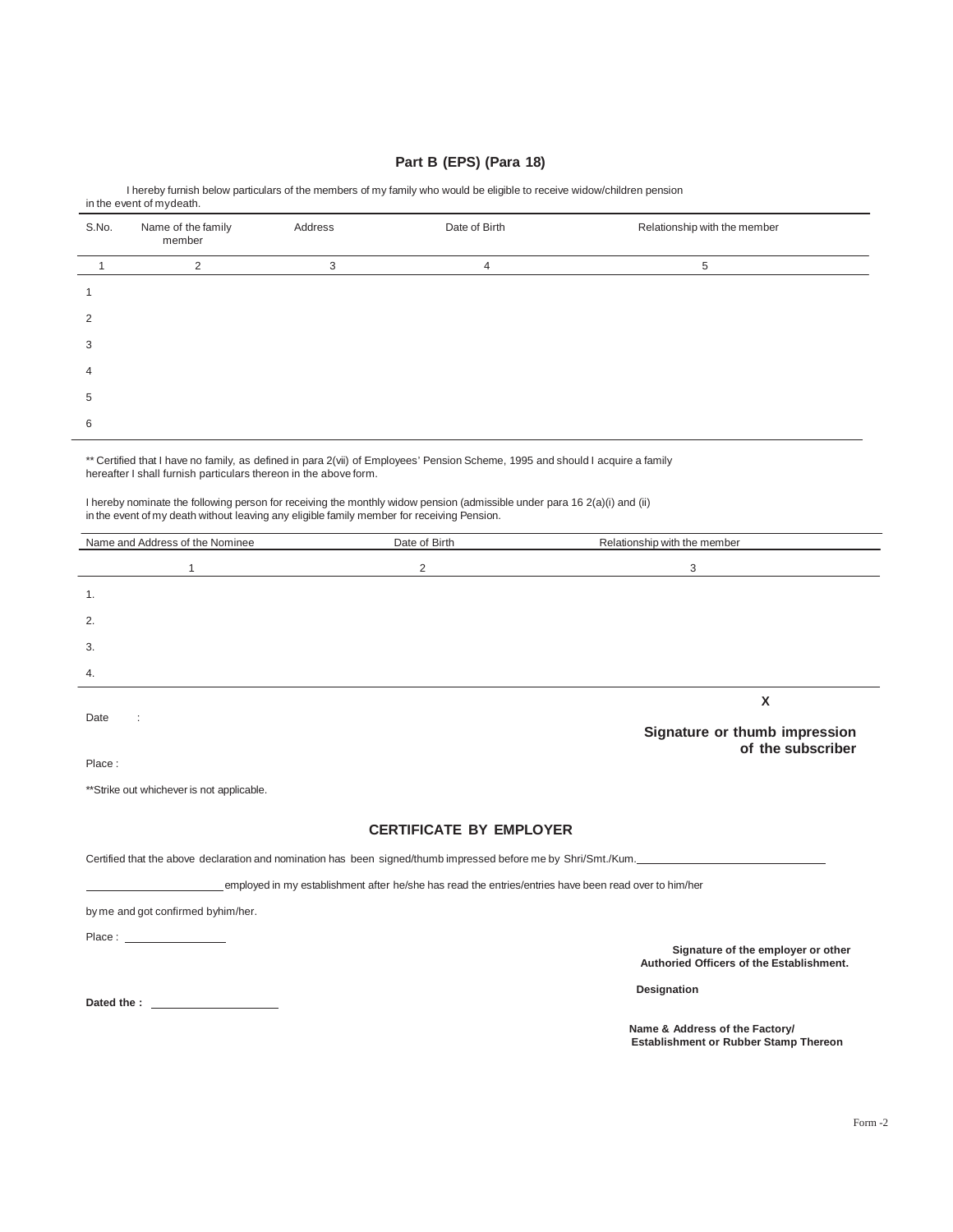## Part B (EPS) (Para 18)

I hereby furnish below particulars of the members of my family who would be eligible to receive widow/children pension in the event of my death.

| S.No. | Name of the family member | Address | Date of Birth | Relationship with the member |
|---|---|---|---|---|
| 1 | 2 | 3 | 4 | 5 |
| 1 | | | | |
| 2 | | | | |
| 3 | | | | |
| 4 | | | | |
| 5 | | | | |
| 6 | | | | |

** Certified that I have no family, as defined in para 2(vii) of Employees' Pension Scheme, 1995 and should I acquire a family hereafter I shall furnish particulars thereon in the above form.

I hereby nominate the following person for receiving the monthly widow pension (admissible under para 16 2(a)(i) and (ii) in the event of my death without leaving any eligible family member for receiving Pension.

| Name and Address of the Nominee | Date of Birth | Relationship with the member |
|---|---|---|
| 1 | 2 | 3 |
| 1. | | |
| 2. | | |
| 3. | | |
| 4. | | |

Date :

X

**Signature or thumb impression of the subscriber**

Place :

**Strike out whichever is not applicable.

### CERTIFICATE BY EMPLOYER

Certified that the above declaration and nomination has been signed/thumb impressed before me by Shri/Smt./Kum. ______________________________

______________________ employed in my establishment after he/she has read the entries/entries have been read over to him/her by me and got confirmed by him/her.

Place : ________________

**Signature of the employer or other Authoried Officers of the Establishment.**

**Designation**

**Dated the :** ____________________

**Name & Address of the Factory/ Establishment or Rubber Stamp Thereon**

Form -2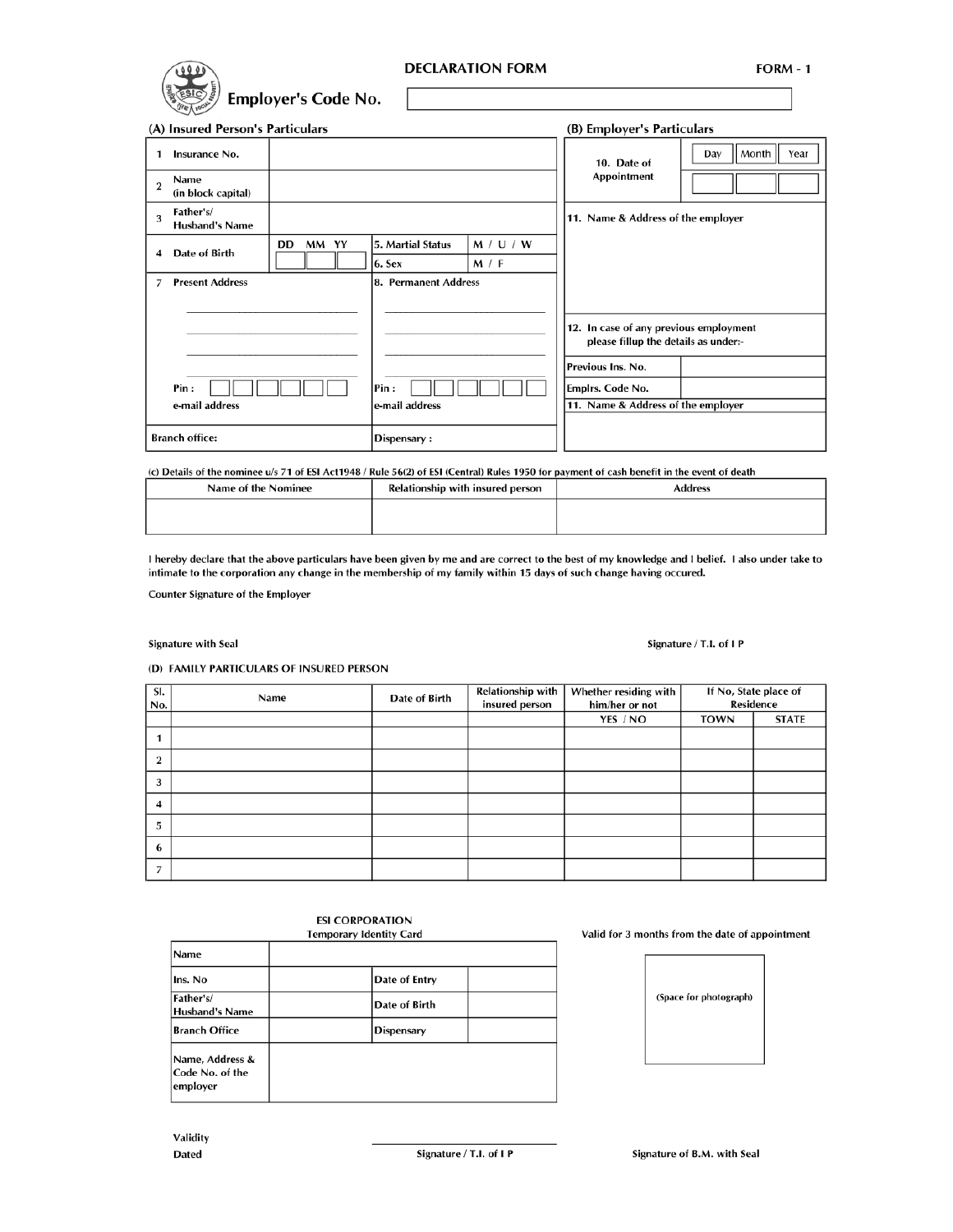# DECLARATION FORM

**FORM - 1**

**Employer's Code No.**

### (A) Insured Person's Particulars

| | | | | |
|---|---|---|---|---|
| 1 | Insurance No. | | | |
| 2 | Name (in block capital) | | | |
| 3 | Father's/ Husband's Name | | | |
| 4 | Date of Birth | DD MM YY | 5. Martial Status | M / U / W |
| | | | 6. Sex | M / F |

| 7 Present Address | 8. Permanent Address |
|---|---|
| Pin : | Pin : |
| e-mail address | e-mail address |
| Branch office: | Dispensary : |

### (B) Employer's Particulars

| | |
|---|---|
| 10. Date of Appointment | Day / Month / Year |
| 11. Name & Address of the employer | |
| 12. In case of any previous employment please fillup the details as under:- | |
| Previous Ins. No. | |
| Emplrs. Code No. | |
| 11. Name & Address of the employer | |

(c) Details of the nominee u/s 71 of ESI Act1948 / Rule 56(2) of ESI (Central) Rules 1950 for payment of cash benefit in the event of death

| Name of the Nominee | Relationship with insured person | Address |
|---|---|---|
| | | |

I hereby declare that the above particulars have been given by me and are correct to the best of my knowledge and I belief. I also under take to intimate to the corporation any change in the membership of my family within 15 days of such change having occured.

Counter Signature of the Employer

Signature with Seal

Signature / T.I. of I P

### (D) FAMILY PARTICULARS OF INSURED PERSON

| Sl. No. | Name | Date of Birth | Relationship with insured person | Whether residing with him/her or not | If No, State place of Residence | |
|---|---|---|---|---|---|---|
| | | | | YES / NO | TOWN | STATE |
| 1 | | | | | | |
| 2 | | | | | | |
| 3 | | | | | | |
| 4 | | | | | | |
| 5 | | | | | | |
| 6 | | | | | | |
| 7 | | | | | | |

**ESI CORPORATION**
Temporary Identity Card

Valid for 3 months from the date of appointment

| | | | |
|---|---|---|---|
| Name | | | |
| Ins. No | | Date of Entry | |
| Father's/ Husband's Name | | Date of Birth | |
| Branch Office | | Dispensary | |
| Name, Address & Code No. of the employer | | | |

(Space for photograph)

Validity

Dated

Signature / T.I. of I P

Signature of B.M. with Seal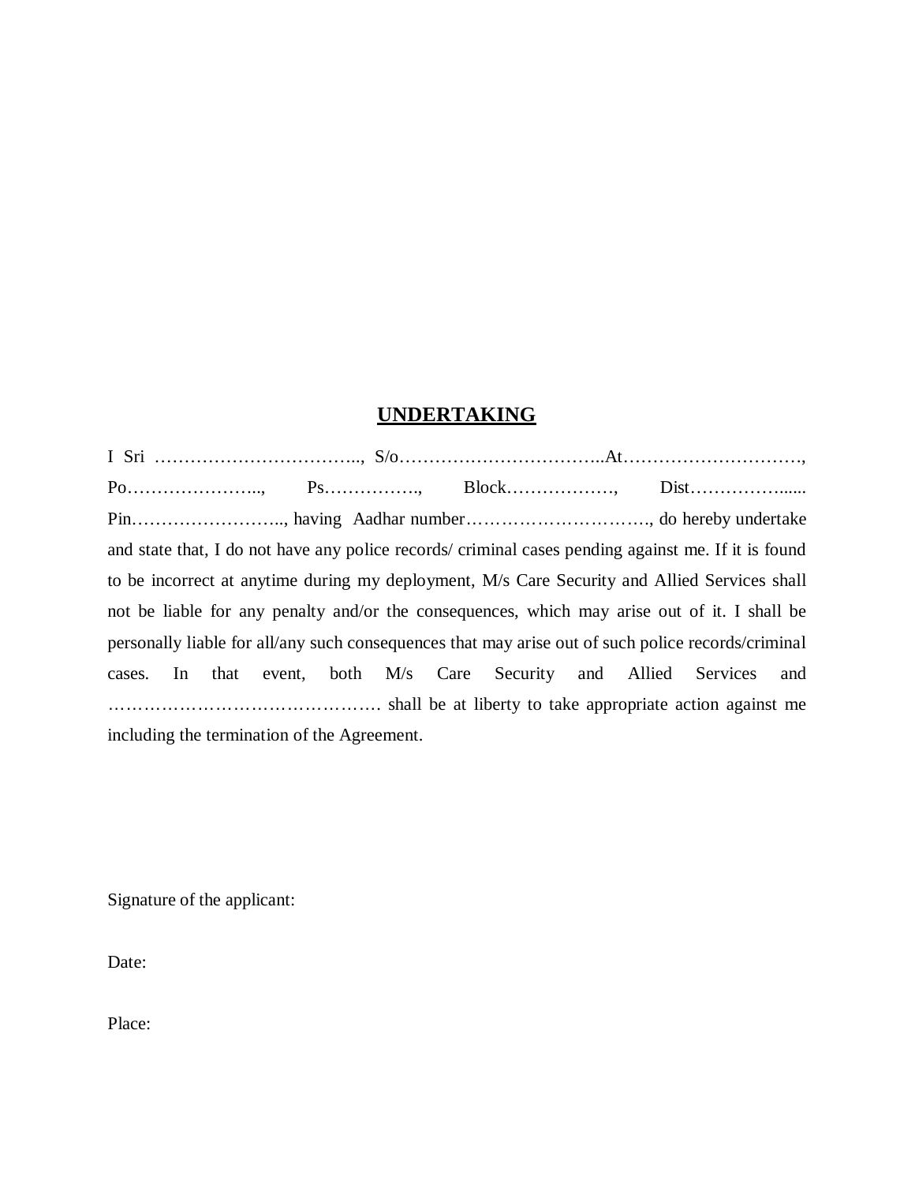## UNDERTAKING

I Sri …………………………….., S/o……………………………..At…………………………, Po………………….., Ps……………., Block………………, Dist…………….......
Pin…………………….., having Aadhar number…………………………., do hereby undertake and state that, I do not have any police records/ criminal cases pending against me. If it is found to be incorrect at anytime during my deployment, M/s Care Security and Allied Services shall not be liable for any penalty and/or the consequences, which may arise out of it. I shall be personally liable for all/any such consequences that may arise out of such police records/criminal cases. In that event, both M/s Care Security and Allied Services and ………………………………………. shall be at liberty to take appropriate action against me including the termination of the Agreement.

Signature of the applicant:

Date:

Place: